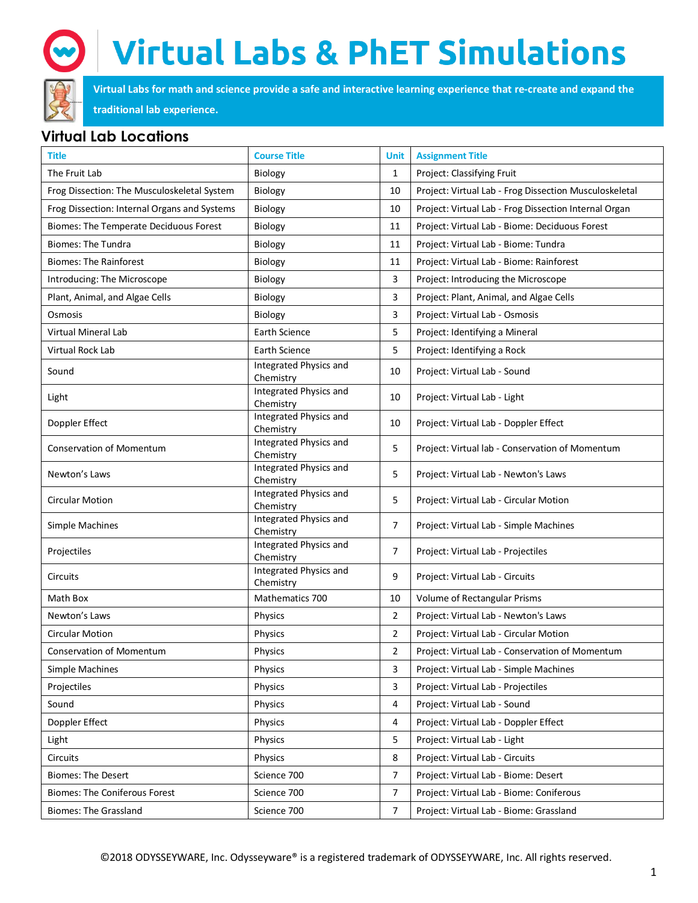# Virtual Labs & PhET Simulations

**Virtual Labs for math and science provide a safe and interactive learning experience that re-create and expand the traditional lab experience.**

## Virtual Lab Locations

| Title | Course Title | Unit | Assignment Title |
|---|---|---|---|
| The Fruit Lab | Biology | 1 | Project: Classifying Fruit |
| Frog Dissection: The Musculoskeletal System | Biology | 10 | Project: Virtual Lab - Frog Dissection Musculoskeletal |
| Frog Dissection: Internal Organs and Systems | Biology | 10 | Project: Virtual Lab - Frog Dissection Internal Organ |
| Biomes: The Temperate Deciduous Forest | Biology | 11 | Project: Virtual Lab - Biome: Deciduous Forest |
| Biomes: The Tundra | Biology | 11 | Project: Virtual Lab - Biome: Tundra |
| Biomes: The Rainforest | Biology | 11 | Project: Virtual Lab - Biome: Rainforest |
| Introducing: The Microscope | Biology | 3 | Project: Introducing the Microscope |
| Plant, Animal, and Algae Cells | Biology | 3 | Project: Plant, Animal, and Algae Cells |
| Osmosis | Biology | 3 | Project: Virtual Lab - Osmosis |
| Virtual Mineral Lab | Earth Science | 5 | Project: Identifying a Mineral |
| Virtual Rock Lab | Earth Science | 5 | Project: Identifying a Rock |
| Sound | Integrated Physics and Chemistry | 10 | Project: Virtual Lab - Sound |
| Light | Integrated Physics and Chemistry | 10 | Project: Virtual Lab - Light |
| Doppler Effect | Integrated Physics and Chemistry | 10 | Project: Virtual Lab - Doppler Effect |
| Conservation of Momentum | Integrated Physics and Chemistry | 5 | Project: Virtual lab - Conservation of Momentum |
| Newton's Laws | Integrated Physics and Chemistry | 5 | Project: Virtual Lab - Newton's Laws |
| Circular Motion | Integrated Physics and Chemistry | 5 | Project: Virtual Lab - Circular Motion |
| Simple Machines | Integrated Physics and Chemistry | 7 | Project: Virtual Lab - Simple Machines |
| Projectiles | Integrated Physics and Chemistry | 7 | Project: Virtual Lab - Projectiles |
| Circuits | Integrated Physics and Chemistry | 9 | Project: Virtual Lab - Circuits |
| Math Box | Mathematics 700 | 10 | Volume of Rectangular Prisms |
| Newton's Laws | Physics | 2 | Project: Virtual Lab - Newton's Laws |
| Circular Motion | Physics | 2 | Project: Virtual Lab - Circular Motion |
| Conservation of Momentum | Physics | 2 | Project: Virtual Lab - Conservation of Momentum |
| Simple Machines | Physics | 3 | Project: Virtual Lab - Simple Machines |
| Projectiles | Physics | 3 | Project: Virtual Lab - Projectiles |
| Sound | Physics | 4 | Project: Virtual Lab - Sound |
| Doppler Effect | Physics | 4 | Project: Virtual Lab - Doppler Effect |
| Light | Physics | 5 | Project: Virtual Lab - Light |
| Circuits | Physics | 8 | Project: Virtual Lab - Circuits |
| Biomes: The Desert | Science 700 | 7 | Project: Virtual Lab - Biome: Desert |
| Biomes: The Coniferous Forest | Science 700 | 7 | Project: Virtual Lab - Biome: Coniferous |
| Biomes: The Grassland | Science 700 | 7 | Project: Virtual Lab - Biome: Grassland |

©2018 ODYSSEYWARE, Inc. Odysseyware® is a registered trademark of ODYSSEYWARE, Inc. All rights reserved.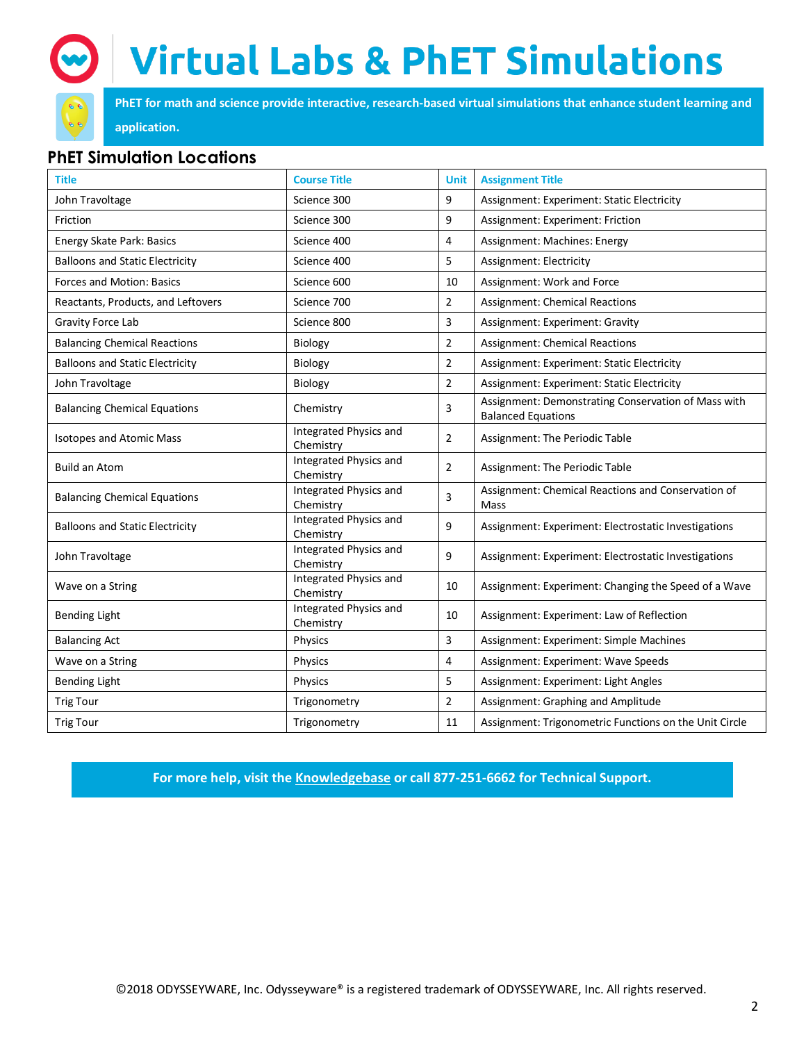# Virtual Labs & PhET Simulations

**PhET for math and science provide interactive, research-based virtual simulations that enhance student learning and application.**

## PhET Simulation Locations

| Title | Course Title | Unit | Assignment Title |
|---|---|---|---|
| John Travoltage | Science 300 | 9 | Assignment: Experiment: Static Electricity |
| Friction | Science 300 | 9 | Assignment: Experiment: Friction |
| Energy Skate Park: Basics | Science 400 | 4 | Assignment: Machines: Energy |
| Balloons and Static Electricity | Science 400 | 5 | Assignment: Electricity |
| Forces and Motion: Basics | Science 600 | 10 | Assignment: Work and Force |
| Reactants, Products, and Leftovers | Science 700 | 2 | Assignment: Chemical Reactions |
| Gravity Force Lab | Science 800 | 3 | Assignment: Experiment: Gravity |
| Balancing Chemical Reactions | Biology | 2 | Assignment: Chemical Reactions |
| Balloons and Static Electricity | Biology | 2 | Assignment: Experiment: Static Electricity |
| John Travoltage | Biology | 2 | Assignment: Experiment: Static Electricity |
| Balancing Chemical Equations | Chemistry | 3 | Assignment: Demonstrating Conservation of Mass with Balanced Equations |
| Isotopes and Atomic Mass | Integrated Physics and Chemistry | 2 | Assignment: The Periodic Table |
| Build an Atom | Integrated Physics and Chemistry | 2 | Assignment: The Periodic Table |
| Balancing Chemical Equations | Integrated Physics and Chemistry | 3 | Assignment: Chemical Reactions and Conservation of Mass |
| Balloons and Static Electricity | Integrated Physics and Chemistry | 9 | Assignment: Experiment: Electrostatic Investigations |
| John Travoltage | Integrated Physics and Chemistry | 9 | Assignment: Experiment: Electrostatic Investigations |
| Wave on a String | Integrated Physics and Chemistry | 10 | Assignment: Experiment: Changing the Speed of a Wave |
| Bending Light | Integrated Physics and Chemistry | 10 | Assignment: Experiment: Law of Reflection |
| Balancing Act | Physics | 3 | Assignment: Experiment: Simple Machines |
| Wave on a String | Physics | 4 | Assignment: Experiment: Wave Speeds |
| Bending Light | Physics | 5 | Assignment: Experiment: Light Angles |
| Trig Tour | Trigonometry | 2 | Assignment: Graphing and Amplitude |
| Trig Tour | Trigonometry | 11 | Assignment: Trigonometric Functions on the Unit Circle |

**For more help, visit the Knowledgebase or call 877-251-6662 for Technical Support.**

©2018 ODYSSEYWARE, Inc. Odysseyware® is a registered trademark of ODYSSEYWARE, Inc. All rights reserved.